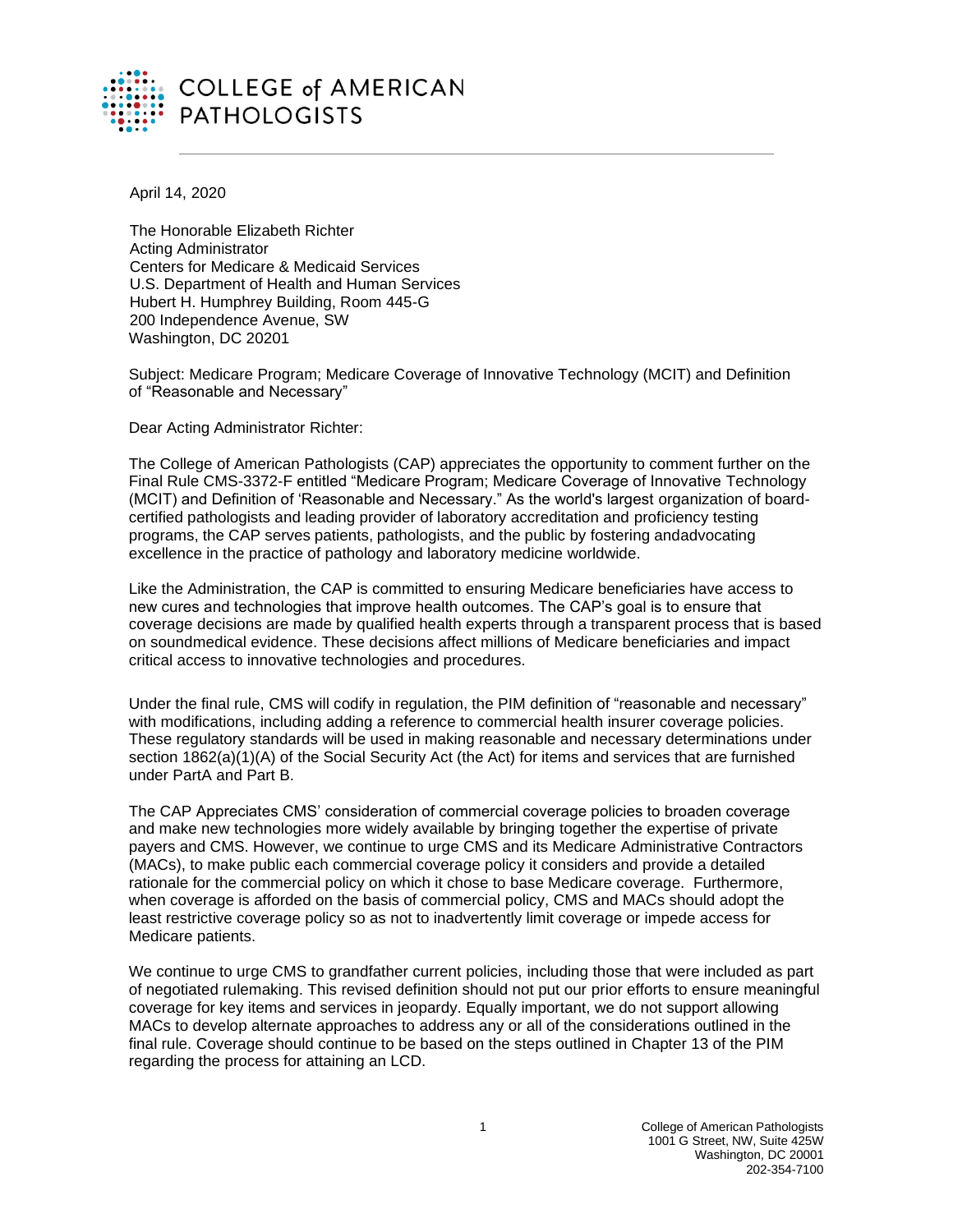COLLEGE of AMERICAN PATHOLOGISTS

April 14, 2020

The Honorable Elizabeth Richter
Acting Administrator
Centers for Medicare & Medicaid Services
U.S. Department of Health and Human Services
Hubert H. Humphrey Building, Room 445-G
200 Independence Avenue, SW
Washington, DC 20201

Subject: Medicare Program; Medicare Coverage of Innovative Technology (MCIT) and Definition of "Reasonable and Necessary"

Dear Acting Administrator Richter:

The College of American Pathologists (CAP) appreciates the opportunity to comment further on the Final Rule CMS-3372-F entitled "Medicare Program; Medicare Coverage of Innovative Technology (MCIT) and Definition of 'Reasonable and Necessary." As the world's largest organization of board-certified pathologists and leading provider of laboratory accreditation and proficiency testing programs, the CAP serves patients, pathologists, and the public by fostering andadvocating excellence in the practice of pathology and laboratory medicine worldwide.

Like the Administration, the CAP is committed to ensuring Medicare beneficiaries have access to new cures and technologies that improve health outcomes. The CAP's goal is to ensure that coverage decisions are made by qualified health experts through a transparent process that is based on soundmedical evidence. These decisions affect millions of Medicare beneficiaries and impact critical access to innovative technologies and procedures.

Under the final rule, CMS will codify in regulation, the PIM definition of "reasonable and necessary" with modifications, including adding a reference to commercial health insurer coverage policies. These regulatory standards will be used in making reasonable and necessary determinations under section 1862(a)(1)(A) of the Social Security Act (the Act) for items and services that are furnished under PartA and Part B.

The CAP Appreciates CMS' consideration of commercial coverage policies to broaden coverage and make new technologies more widely available by bringing together the expertise of private payers and CMS. However, we continue to urge CMS and its Medicare Administrative Contractors (MACs), to make public each commercial coverage policy it considers and provide a detailed rationale for the commercial policy on which it chose to base Medicare coverage. Furthermore, when coverage is afforded on the basis of commercial policy, CMS and MACs should adopt the least restrictive coverage policy so as not to inadvertently limit coverage or impede access for Medicare patients.

We continue to urge CMS to grandfather current policies, including those that were included as part of negotiated rulemaking. This revised definition should not put our prior efforts to ensure meaningful coverage for key items and services in jeopardy. Equally important, we do not support allowing MACs to develop alternate approaches to address any or all of the considerations outlined in the final rule. Coverage should continue to be based on the steps outlined in Chapter 13 of the PIM regarding the process for attaining an LCD.

College of American Pathologists
1001 G Street, NW, Suite 425W
Washington, DC 20001
202-354-7100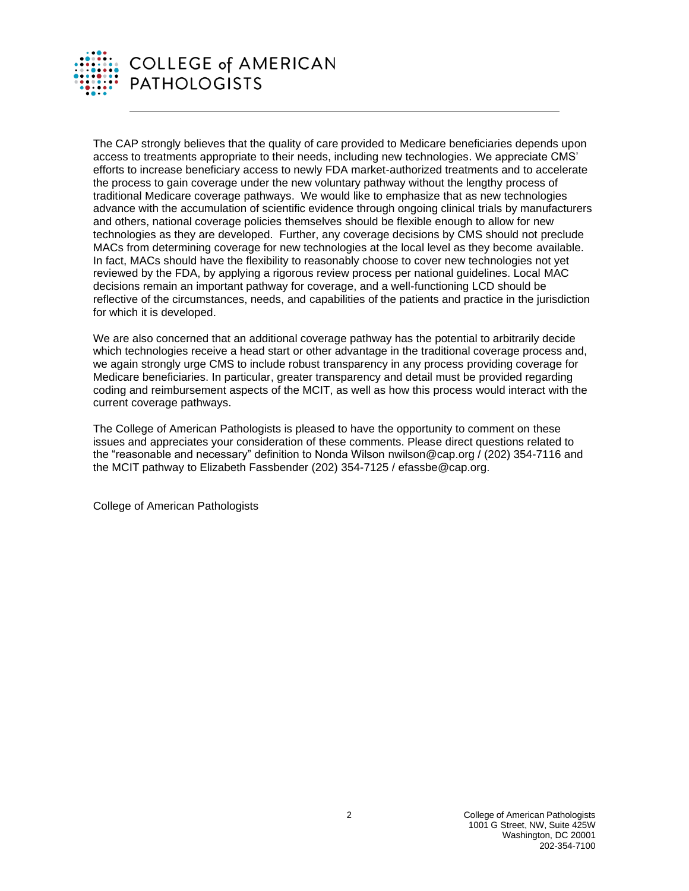The CAP strongly believes that the quality of care provided to Medicare beneficiaries depends upon access to treatments appropriate to their needs, including new technologies. We appreciate CMS' efforts to increase beneficiary access to newly FDA market-authorized treatments and to accelerate the process to gain coverage under the new voluntary pathway without the lengthy process of traditional Medicare coverage pathways. We would like to emphasize that as new technologies advance with the accumulation of scientific evidence through ongoing clinical trials by manufacturers and others, national coverage policies themselves should be flexible enough to allow for new technologies as they are developed. Further, any coverage decisions by CMS should not preclude MACs from determining coverage for new technologies at the local level as they become available. In fact, MACs should have the flexibility to reasonably choose to cover new technologies not yet reviewed by the FDA, by applying a rigorous review process per national guidelines. Local MAC decisions remain an important pathway for coverage, and a well-functioning LCD should be reflective of the circumstances, needs, and capabilities of the patients and practice in the jurisdiction for which it is developed.

We are also concerned that an additional coverage pathway has the potential to arbitrarily decide which technologies receive a head start or other advantage in the traditional coverage process and, we again strongly urge CMS to include robust transparency in any process providing coverage for Medicare beneficiaries. In particular, greater transparency and detail must be provided regarding coding and reimbursement aspects of the MCIT, as well as how this process would interact with the current coverage pathways.

The College of American Pathologists is pleased to have the opportunity to comment on these issues and appreciates your consideration of these comments. Please direct questions related to the "reasonable and necessary" definition to Nonda Wilson nwilson@cap.org / (202) 354-7116 and the MCIT pathway to Elizabeth Fassbender (202) 354-7125 / efassbe@cap.org.

College of American Pathologists

College of American Pathologists
1001 G Street, NW, Suite 425W
Washington, DC 20001
202-354-7100